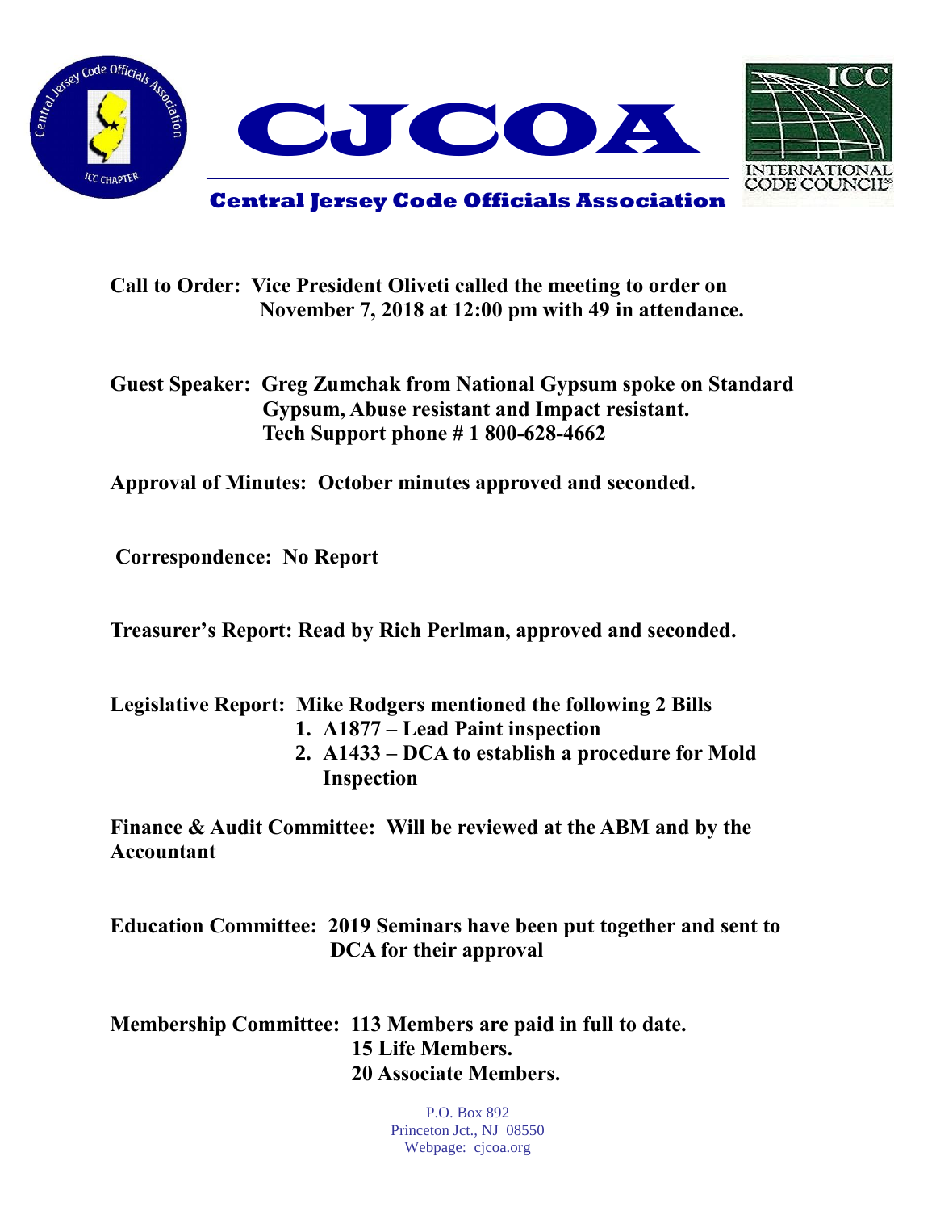# CJCOA

## Central Jersey Code Officials Association

**Call to Order:** Vice President Oliveti called the meeting to order on November 7, 2018 at 12:00 pm with 49 in attendance.

**Guest Speaker:** Greg Zumchak from National Gypsum spoke on Standard Gypsum, Abuse resistant and Impact resistant. Tech Support phone # 1 800-628-4662

**Approval of Minutes:** October minutes approved and seconded.

**Correspondence:** No Report

**Treasurer's Report:** Read by Rich Perlman, approved and seconded.

**Legislative Report:** Mike Rodgers mentioned the following 2 Bills

1. A1877 – Lead Paint inspection
2. A1433 – DCA to establish a procedure for Mold Inspection

**Finance & Audit Committee:** Will be reviewed at the ABM and by the Accountant

**Education Committee:** 2019 Seminars have been put together and sent to DCA for their approval

**Membership Committee:** 113 Members are paid in full to date.
15 Life Members.
20 Associate Members.

P.O. Box 892
Princeton Jct., NJ 08550
Webpage: cjcoa.org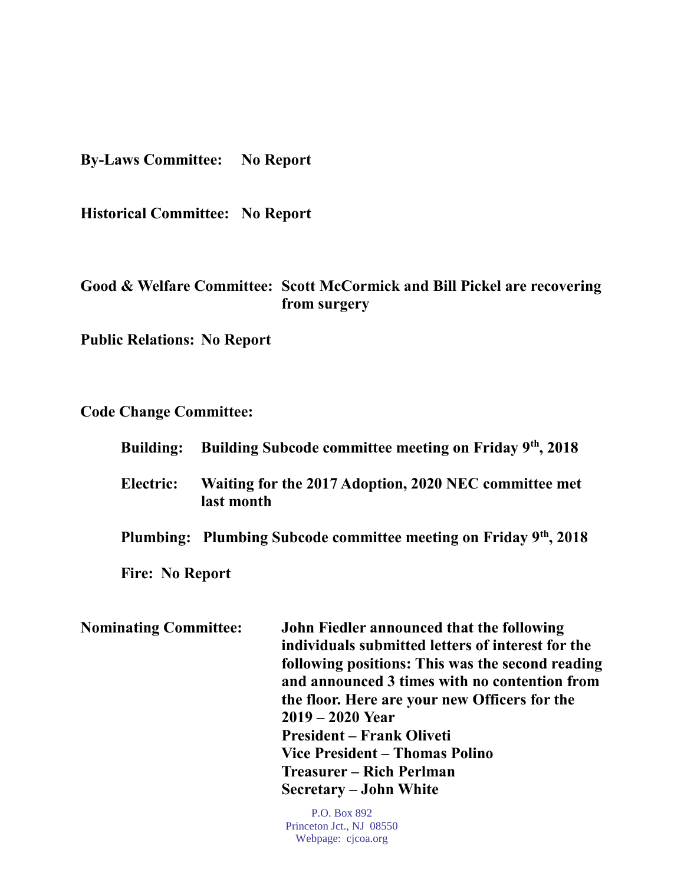**By-Laws Committee:** **No Report**

**Historical Committee:** **No Report**

**Good & Welfare Committee:** **Scott McCormick and Bill Pickel are recovering from surgery**

**Public Relations:** **No Report**

**Code Change Committee:**

- **Building:** **Building Subcode committee meeting on Friday 9th, 2018**
- **Electric:** **Waiting for the 2017 Adoption, 2020 NEC committee met last month**
- **Plumbing:** **Plumbing Subcode committee meeting on Friday 9th, 2018**
- **Fire:** **No Report**

**Nominating Committee:** **John Fiedler announced that the following individuals submitted letters of interest for the following positions: This was the second reading and announced 3 times with no contention from the floor. Here are your new Officers for the 2019 – 2020 Year**

**President – Frank Oliveti**
**Vice President – Thomas Polino**
**Treasurer – Rich Perlman**
**Secretary – John White**

P.O. Box 892
Princeton Jct., NJ 08550
Webpage: cjcoa.org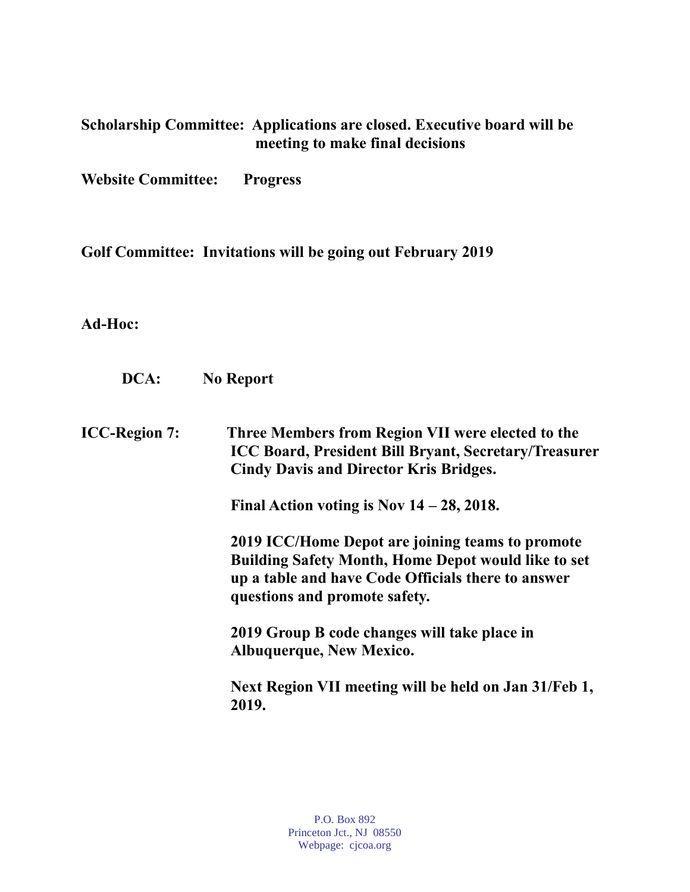**Scholarship Committee: Applications are closed. Executive board will be meeting to make final decisions**

**Website Committee: Progress**

**Golf Committee: Invitations will be going out February 2019**

**Ad-Hoc:**

**DCA: No Report**

**ICC-Region 7: Three Members from Region VII were elected to the ICC Board, President Bill Bryant, Secretary/Treasurer Cindy Davis and Director Kris Bridges.**

**Final Action voting is Nov 14 – 28, 2018.**

**2019 ICC/Home Depot are joining teams to promote Building Safety Month, Home Depot would like to set up a table and have Code Officials there to answer questions and promote safety.**

**2019 Group B code changes will take place in Albuquerque, New Mexico.**

**Next Region VII meeting will be held on Jan 31/Feb 1, 2019.**

P.O. Box 892
Princeton Jct., NJ 08550
Webpage: cjcoa.org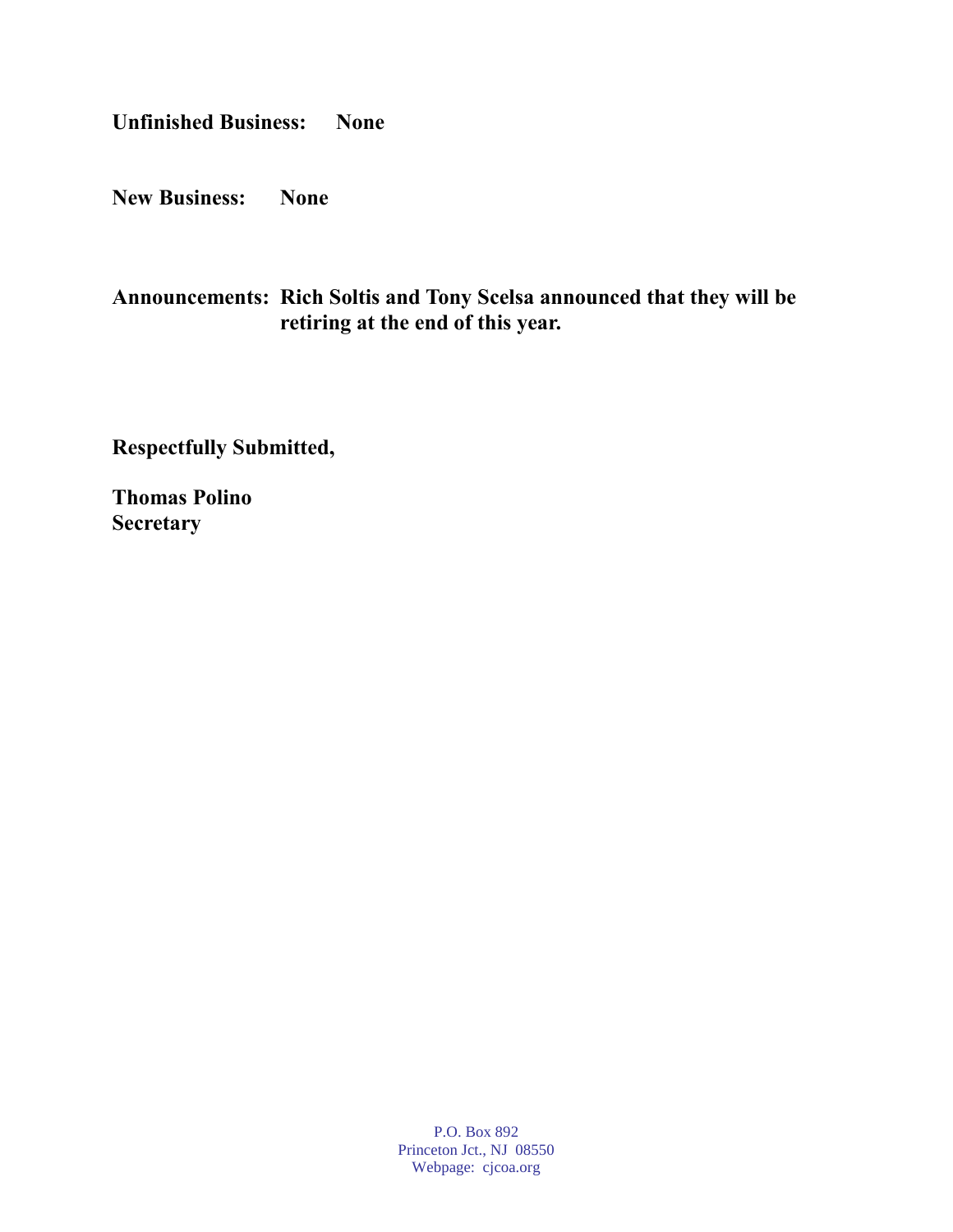**Unfinished Business:** **None**

**New Business:** **None**

**Announcements:** **Rich Soltis and Tony Scelsa announced that they will be retiring at the end of this year.**

**Respectfully Submitted,**

**Thomas Polino**
**Secretary**

P.O. Box 892
Princeton Jct., NJ 08550
Webpage: cjcoa.org